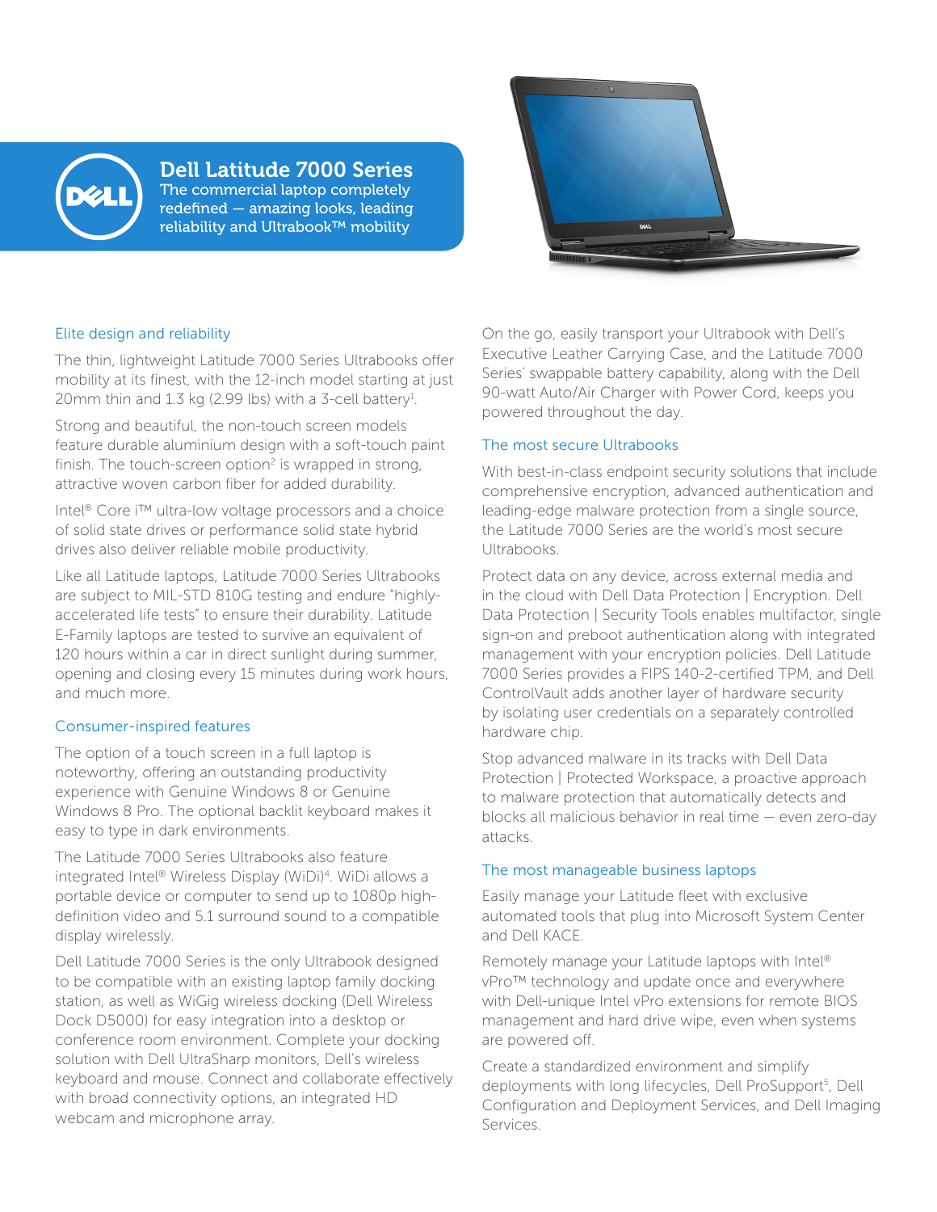# Dell Latitude 7000 Series

The commercial laptop completely redefined — amazing looks, leading reliability and Ultrabook™ mobility

## Elite design and reliability

The thin, lightweight Latitude 7000 Series Ultrabooks offer mobility at its finest, with the 12-inch model starting at just 20mm thin and 1.3 kg (2.99 lbs) with a 3-cell battery[1].

Strong and beautiful, the non-touch screen models feature durable aluminium design with a soft-touch paint finish. The touch-screen option[2] is wrapped in strong, attractive woven carbon fiber for added durability.

Intel® Core i™ ultra-low voltage processors and a choice of solid state drives or performance solid state hybrid drives also deliver reliable mobile productivity.

Like all Latitude laptops, Latitude 7000 Series Ultrabooks are subject to MIL-STD 810G testing and endure "highly-accelerated life tests" to ensure their durability. Latitude E-Family laptops are tested to survive an equivalent of 120 hours within a car in direct sunlight during summer, opening and closing every 15 minutes during work hours, and much more.

## Consumer-inspired features

The option of a touch screen in a full laptop is noteworthy, offering an outstanding productivity experience with Genuine Windows 8 or Genuine Windows 8 Pro. The optional backlit keyboard makes it easy to type in dark environments.

The Latitude 7000 Series Ultrabooks also feature integrated Intel® Wireless Display (WiDi)[4]. WiDi allows a portable device or computer to send up to 1080p high-definition video and 5.1 surround sound to a compatible display wirelessly.

Dell Latitude 7000 Series is the only Ultrabook designed to be compatible with an existing laptop family docking station, as well as WiGig wireless docking (Dell Wireless Dock D5000) for easy integration into a desktop or conference room environment. Complete your docking solution with Dell UltraSharp monitors, Dell's wireless keyboard and mouse. Connect and collaborate effectively with broad connectivity options, an integrated HD webcam and microphone array.

On the go, easily transport your Ultrabook with Dell's Executive Leather Carrying Case, and the Latitude 7000 Series' swappable battery capability, along with the Dell 90-watt Auto/Air Charger with Power Cord, keeps you powered throughout the day.

## The most secure Ultrabooks

With best-in-class endpoint security solutions that include comprehensive encryption, advanced authentication and leading-edge malware protection from a single source, the Latitude 7000 Series are the world's most secure Ultrabooks.

Protect data on any device, across external media and in the cloud with Dell Data Protection | Encryption. Dell Data Protection | Security Tools enables multifactor, single sign-on and preboot authentication along with integrated management with your encryption policies. Dell Latitude 7000 Series provides a FIPS 140-2-certified TPM, and Dell ControlVault adds another layer of hardware security by isolating user credentials on a separately controlled hardware chip.

Stop advanced malware in its tracks with Dell Data Protection | Protected Workspace, a proactive approach to malware protection that automatically detects and blocks all malicious behavior in real time — even zero-day attacks.

## The most manageable business laptops

Easily manage your Latitude fleet with exclusive automated tools that plug into Microsoft System Center and Dell KACE.

Remotely manage your Latitude laptops with Intel® vPro™ technology and update once and everywhere with Dell-unique Intel vPro extensions for remote BIOS management and hard drive wipe, even when systems are powered off.

Create a standardized environment and simplify deployments with long lifecycles, Dell ProSupport[5], Dell Configuration and Deployment Services, and Dell Imaging Services.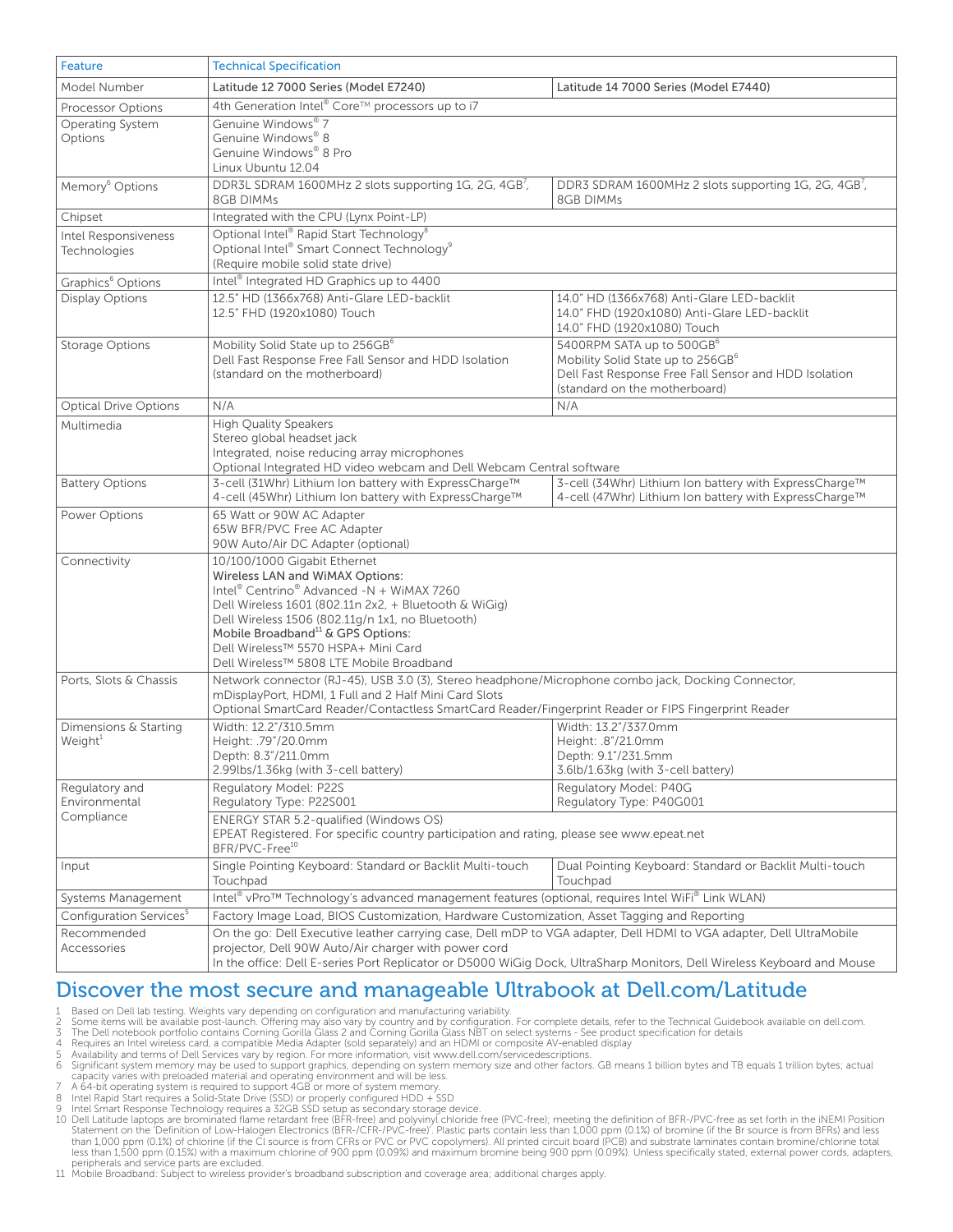| Feature | Technical Specification | |
|---|---|---|
| Model Number | Latitude 12 7000 Series (Model E7240) | Latitude 14 7000 Series (Model E7440) |
| Processor Options | 4th Generation Intel® Core™ processors up to i7 | |
| Operating System Options | Genuine Windows® 7<br>Genuine Windows® 8<br>Genuine Windows® 8 Pro<br>Linux Ubuntu 12.04 | |
| Memory[6] Options | DDR3L SDRAM 1600MHz 2 slots supporting 1G, 2G, 4GB[7], 8GB DIMMs | DDR3 SDRAM 1600MHz 2 slots supporting 1G, 2G, 4GB[7], 8GB DIMMs |
| Chipset | Integrated with the CPU (Lynx Point-LP) | |
| Intel Responsiveness Technologies | Optional Intel® Rapid Start Technology[8]<br>Optional Intel® Smart Connect Technology[9]<br>(Require mobile solid state drive) | |
| Graphics[6] Options | Intel® Integrated HD Graphics up to 4400 | |
| Display Options | 12.5" HD (1366x768) Anti-Glare LED-backlit<br>12.5" FHD (1920x1080) Touch | 14.0" HD (1366x768) Anti-Glare LED-backlit<br>14.0" FHD (1920x1080) Anti-Glare LED-backlit<br>14.0" FHD (1920x1080) Touch |
| Storage Options | Mobility Solid State up to 256GB[6]<br>Dell Fast Response Free Fall Sensor and HDD Isolation (standard on the motherboard) | 5400RPM SATA up to 500GB[6]<br>Mobility Solid State up to 256GB[6]<br>Dell Fast Response Free Fall Sensor and HDD Isolation (standard on the motherboard) |
| Optical Drive Options | N/A | N/A |
| Multimedia | High Quality Speakers<br>Stereo global headset jack<br>Integrated, noise reducing array microphones<br>Optional Integrated HD video webcam and Dell Webcam Central software | |
| Battery Options | 3-cell (31Whr) Lithium Ion battery with ExpressCharge™<br>4-cell (45Whr) Lithium Ion battery with ExpressCharge™ | 3-cell (34Whr) Lithium Ion battery with ExpressCharge™<br>4-cell (47Whr) Lithium Ion battery with ExpressCharge™ |
| Power Options | 65 Watt or 90W AC Adapter<br>65W BFR/PVC Free AC Adapter<br>90W Auto/Air DC Adapter (optional) | |
| Connectivity | 10/100/1000 Gigabit Ethernet<br>Wireless LAN and WiMAX Options:<br>Intel® Centrino® Advanced -N + WiMAX 7260<br>Dell Wireless 1601 (802.11n 2x2, + Bluetooth & WiGig)<br>Dell Wireless 1506 (802.11g/n 1x1, no Bluetooth)<br>Mobile Broadband[11] & GPS Options:<br>Dell Wireless™ 5570 HSPA+ Mini Card<br>Dell Wireless™ 5808 LTE Mobile Broadband | |
| Ports, Slots & Chassis | Network connector (RJ-45), USB 3.0 (3), Stereo headphone/Microphone combo jack, Docking Connector, mDisplayPort, HDMI, 1 Full and 2 Half Mini Card Slots<br>Optional SmartCard Reader/Contactless SmartCard Reader/Fingerprint Reader or FIPS Fingerprint Reader | |
| Dimensions & Starting Weight[1] | Width: 12.2"/310.5mm<br>Height: .79"/20.0mm<br>Depth: 8.3"/211.0mm<br>2.99lbs/1.36kg (with 3-cell battery) | Width: 13.2"/337.0mm<br>Height: .8"/21.0mm<br>Depth: 9.1"/231.5mm<br>3.6lb/1.63kg (with 3-cell battery) |
| Regulatory and Environmental Compliance | Regulatory Model: P22S<br>Regulatory Type: P22S001 | Regulatory Model: P40G<br>Regulatory Type: P40G001 |
| | ENERGY STAR 5.2-qualified (Windows OS)<br>EPEAT Registered. For specific country participation and rating, please see www.epeat.net<br>BFR/PVC-Free[10] | |
| Input | Single Pointing Keyboard: Standard or Backlit Multi-touch Touchpad | Dual Pointing Keyboard: Standard or Backlit Multi-touch Touchpad |
| Systems Management | Intel® vPro™ Technology's advanced management features (optional, requires Intel WiFi® Link WLAN) | |
| Configuration Services[5] | Factory Image Load, BIOS Customization, Hardware Customization, Asset Tagging and Reporting | |
| Recommended Accessories | On the go: Dell Executive leather carrying case, Dell mDP to VGA adapter, Dell HDMI to VGA adapter, Dell UltraMobile projector, Dell 90W Auto/Air charger with power cord<br>In the office: Dell E-series Port Replicator or D5000 WiGig Dock, UltraSharp Monitors, Dell Wireless Keyboard and Mouse | |

## Discover the most secure and manageable Ultrabook at Dell.com/Latitude

1 Based on Dell lab testing. Weights vary depending on configuration and manufacturing variability.
2 Some items will be available post-launch. Offering may also vary by country and by configuration. For complete details, refer to the Technical Guidebook available on dell.com.
3 The Dell notebook portfolio contains Corning Gorilla Glass 2 and Corning Gorilla Glass NBT on select systems - See product specification for details
4 Requires an Intel wireless card, a compatible Media Adapter (sold separately) and an HDMI or composite AV-enabled display
5 Availability and terms of Dell Services vary by region. For more information, visit www.dell.com/servicedescriptions.
6 Significant system memory may be used to support graphics, depending on system memory size and other factors. GB means 1 billion bytes and TB equals 1 trillion bytes; actual capacity varies with preloaded material and operating environment and will be less.
7 A 64-bit operating system is required to support 4GB or more of system memory.
8 Intel Rapid Start requires a Solid-State Drive (SSD) or properly configured HDD + SSD
9 Intel Smart Response Technology requires a 32GB SSD setup as secondary storage device.
10 Dell Latitude laptops are brominated flame retardant free (BFR-free) and polyvinyl chloride free (PVC-free); meeting the definition of BFR-/PVC-free as set forth in the iNEMI Position Statement on the 'Definition of Low-Halogen Electronics (BFR-/CFR-/PVC-free)'. Plastic parts contain less than 1,000 ppm (0.1%) of bromine (if the Br source is from BFRs) and less than 1,000 ppm (0.1%) of chlorine (if the Cl source is from CFRs or PVC or PVC copolymers). All printed circuit board (PCB) and substrate laminates contain bromine/chlorine total less than 1,500 ppm (0.15%) with a maximum chlorine of 900 ppm (0.09%) and maximum bromine being 900 ppm (0.09%). Unless specifically stated, external power cords, adapters, peripherals and service parts are excluded.
11 Mobile Broadband: Subject to wireless provider's broadband subscription and coverage area; additional charges apply.